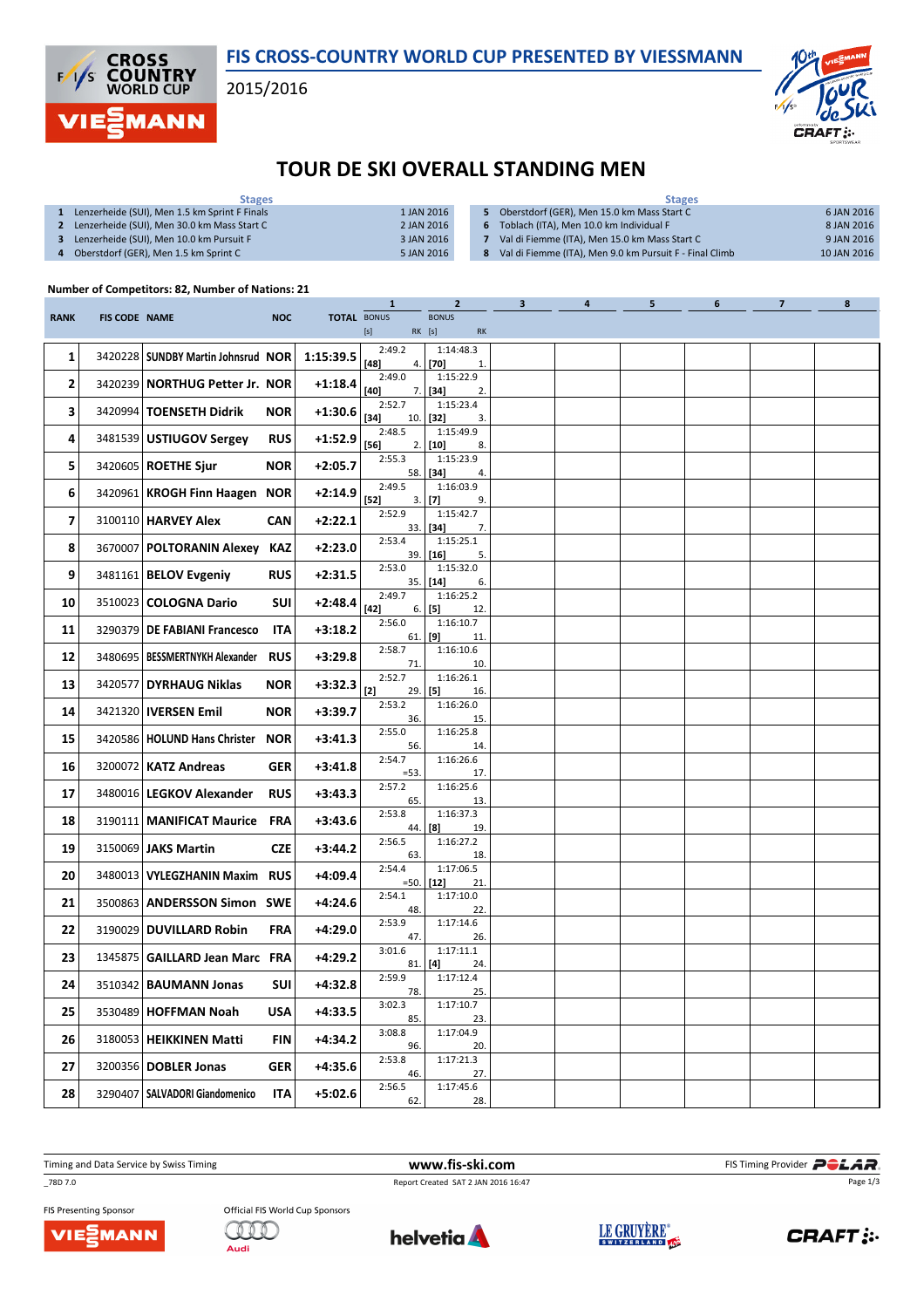# FIS CROSS-COUNTRY WORLD CUP PRESENTED BY VIESSMANN

2015/2016

## TOUR DE SKI OVERALL STANDING MEN

| | Stages | |
|---|---|---|
| 1 | Lenzerheide (SUI), Men 1.5 km Sprint F Finals | 1 JAN 2016 |
| 2 | Lenzerheide (SUI), Men 30.0 km Mass Start C | 2 JAN 2016 |
| 3 | Lenzerheide (SUI), Men 10.0 km Pursuit F | 3 JAN 2016 |
| 4 | Oberstdorf (GER), Men 1.5 km Sprint C | 5 JAN 2016 |
| 5 | Oberstdorf (GER), Men 15.0 km Mass Start C | 6 JAN 2016 |
| 6 | Toblach (ITA), Men 10.0 km Individual F | 8 JAN 2016 |
| 7 | Val di Fiemme (ITA), Men 15.0 km Mass Start C | 9 JAN 2016 |
| 8 | Val di Fiemme (ITA), Men 9.0 km Pursuit F - Final Climb | 10 JAN 2016 |

**Number of Competitors: 82, Number of Nations: 21**

| RANK | FIS CODE | NAME | NOC | TOTAL | 1 BONUS [s] | 1 RK | 2 BONUS [s] | 2 RK | 3 | 4 | 5 | 6 | 7 | 8 |
|---|---|---|---|---|---|---|---|---|---|---|---|---|---|---|
| 1 | 3420228 | SUNDBY Martin Johnsrud | NOR | 1:15:39.5 | 2:49.2 [48] | 4. | 1:14:48.3 [70] | 1. | | | | | | |
| 2 | 3420239 | NORTHUG Petter Jr. | NOR | +1:18.4 | 2:49.0 [40] | 7. | 1:15:22.9 [34] | 2. | | | | | | |
| 3 | 3420994 | TOENSETH Didrik | NOR | +1:30.6 | 2:52.7 [34] | 10. | 1:15:23.4 [32] | 3. | | | | | | |
| 4 | 3481539 | USTIUGOV Sergey | RUS | +1:52.9 | 2:48.5 [56] | 2. | 1:15:49.9 [10] | 8. | | | | | | |
| 5 | 3420605 | ROETHE Sjur | NOR | +2:05.7 | 2:55.3 | 58. | 1:15:23.9 [34] | 4. | | | | | | |
| 6 | 3420961 | KROGH Finn Haagen | NOR | +2:14.9 | 2:49.5 [52] | 3. | 1:16:03.9 [7] | 9. | | | | | | |
| 7 | 3100110 | HARVEY Alex | CAN | +2:22.1 | 2:52.9 | 33. | 1:15:42.7 [34] | 7. | | | | | | |
| 8 | 3670007 | POLTORANIN Alexey | KAZ | +2:23.0 | 2:53.4 | 39. | 1:15:25.1 [16] | 5. | | | | | | |
| 9 | 3481161 | BELOV Evgeniy | RUS | +2:31.5 | 2:53.0 | 35. | 1:15:32.0 [14] | 6. | | | | | | |
| 10 | 3510023 | COLOGNA Dario | SUI | +2:48.4 | 2:49.7 [42] | 6. | 1:16:25.2 [5] | 12. | | | | | | |
| 11 | 3290379 | DE FABIANI Francesco | ITA | +3:18.2 | 2:56.0 | 61. | 1:16:10.7 [9] | 11. | | | | | | |
| 12 | 3480695 | BESSMERTNYKH Alexander | RUS | +3:29.8 | 2:58.7 | 71. | 1:16:10.6 | 10. | | | | | | |
| 13 | 3420577 | DYRHAUG Niklas | NOR | +3:32.3 | 2:52.7 [2] | 29. | 1:16:26.1 [5] | 16. | | | | | | |
| 14 | 3421320 | IVERSEN Emil | NOR | +3:39.7 | 2:53.2 | 36. | 1:16:26.0 | 15. | | | | | | |
| 15 | 3420586 | HOLUND Hans Christer | NOR | +3:41.3 | 2:55.0 | 56. | 1:16:25.8 | 14. | | | | | | |
| 16 | 3200072 | KATZ Andreas | GER | +3:41.8 | 2:54.7 | =53. | 1:16:26.6 | 17. | | | | | | |
| 17 | 3480016 | LEGKOV Alexander | RUS | +3:43.3 | 2:57.2 | 65. | 1:16:25.6 | 13. | | | | | | |
| 18 | 3190111 | MANIFICAT Maurice | FRA | +3:43.6 | 2:53.8 | 44. | 1:16:37.3 [8] | 19. | | | | | | |
| 19 | 3150069 | JAKS Martin | CZE | +3:44.2 | 2:56.5 | 63. | 1:16:27.2 | 18. | | | | | | |
| 20 | 3480013 | VYLEGZHANIN Maxim | RUS | +4:09.4 | 2:54.4 | =50. | 1:17:06.5 [12] | 21. | | | | | | |
| 21 | 3500863 | ANDERSSON Simon | SWE | +4:24.6 | 2:54.1 | 48. | 1:17:10.0 | 22. | | | | | | |
| 22 | 3190029 | DUVILLARD Robin | FRA | +4:29.0 | 2:53.9 | 47. | 1:17:14.6 | 26. | | | | | | |
| 23 | 1345875 | GAILLARD Jean Marc | FRA | +4:29.2 | 3:01.6 | 81. | 1:17:11.1 [4] | 24. | | | | | | |
| 24 | 3510342 | BAUMANN Jonas | SUI | +4:32.8 | 2:59.9 | 78. | 1:17:12.4 | 25. | | | | | | |
| 25 | 3530489 | HOFFMAN Noah | USA | +4:33.5 | 3:02.3 | 85. | 1:17:10.7 | 23. | | | | | | |
| 26 | 3180053 | HEIKKINEN Matti | FIN | +4:34.2 | 3:08.8 | 96. | 1:17:04.9 | 20. | | | | | | |
| 27 | 3200356 | DOBLER Jonas | GER | +4:35.6 | 2:53.8 | 46. | 1:17:21.3 | 27. | | | | | | |
| 28 | 3290407 | SALVADORI Giandomenico | ITA | +5:02.6 | 2:56.5 | 62. | 1:17:45.6 | 28. | | | | | | |

Timing and Data Service by Swiss Timing | www.fis-ski.com | FIS Timing Provider POLAR

_78D 7.0 | Report Created SAT 2 JAN 2016 16:47

FIS Presenting Sponsor: VIESSMANN | Official FIS World Cup Sponsors: Audi, helvetia, LE GRUYÈRE SWITZERLAND AOP, CRAFT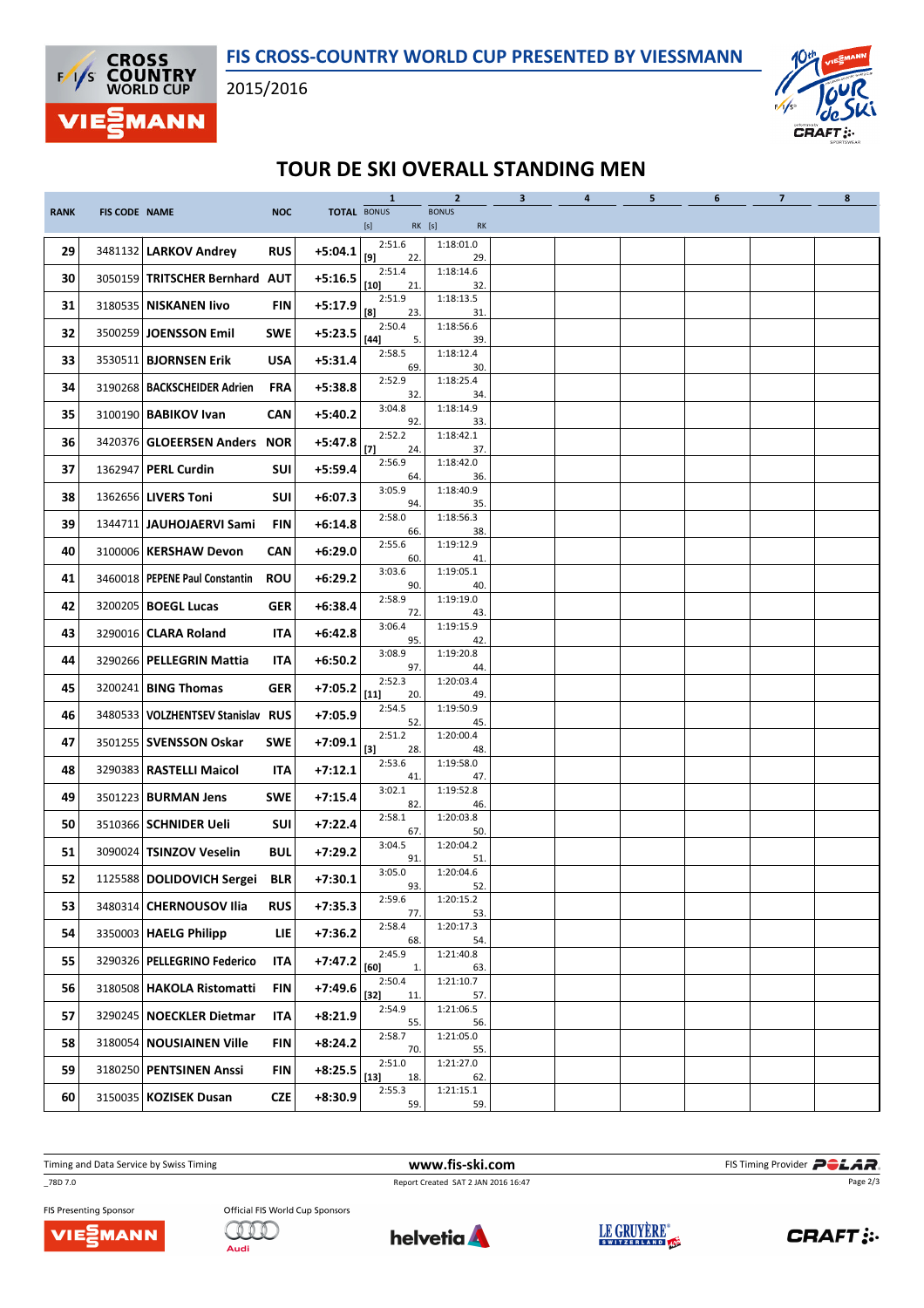# FIS CROSS-COUNTRY WORLD CUP PRESENTED BY VIESSMANN

2015/2016

## TOUR DE SKI OVERALL STANDING MEN

| RANK | FIS CODE | NAME | NOC | TOTAL | 1 BONUS [s] | 1 RK | 2 BONUS [s] | 2 RK | 3 | 4 | 5 | 6 | 7 | 8 |
|---|---|---|---|---|---|---|---|---|---|---|---|---|---|---|
| 29 | 3481132 | LARKOV Andrey | RUS | +5:04.1 | 2:51.6 [9] | 22. | 1:18:01.0 | 29. | | | | | | |
| 30 | 3050159 | TRITSCHER Bernhard | AUT | +5:16.5 | 2:51.4 [10] | 21. | 1:18:14.6 | 32. | | | | | | |
| 31 | 3180535 | NISKANEN Iivo | FIN | +5:17.9 | 2:51.9 [8] | 23. | 1:18:13.5 | 31. | | | | | | |
| 32 | 3500259 | JOENSSON Emil | SWE | +5:23.5 | 2:50.4 [44] | 5. | 1:18:56.6 | 39. | | | | | | |
| 33 | 3530511 | BJORNSEN Erik | USA | +5:31.4 | 2:58.5 | 69. | 1:18:12.4 | 30. | | | | | | |
| 34 | 3190268 | BACKSCHEIDER Adrien | FRA | +5:38.8 | 2:52.9 | 32. | 1:18:25.4 | 34. | | | | | | |
| 35 | 3100190 | BABIKOV Ivan | CAN | +5:40.2 | 3:04.8 | 92. | 1:18:14.9 | 33. | | | | | | |
| 36 | 3420376 | GLOEERSEN Anders | NOR | +5:47.8 | 2:52.2 [7] | 24. | 1:18:42.1 | 37. | | | | | | |
| 37 | 1362947 | PERL Curdin | SUI | +5:59.4 | 2:56.9 | 64. | 1:18:42.0 | 36. | | | | | | |
| 38 | 1362656 | LIVERS Toni | SUI | +6:07.3 | 3:05.9 | 94. | 1:18:40.9 | 35. | | | | | | |
| 39 | 1344711 | JAUHOJAERVI Sami | FIN | +6:14.8 | 2:58.0 | 66. | 1:18:56.3 | 38. | | | | | | |
| 40 | 3100006 | KERSHAW Devon | CAN | +6:29.0 | 2:55.6 | 60. | 1:19:12.9 | 41. | | | | | | |
| 41 | 3460018 | PEPENE Paul Constantin | ROU | +6:29.2 | 3:03.6 | 90. | 1:19:05.1 | 40. | | | | | | |
| 42 | 3200205 | BOEGL Lucas | GER | +6:38.4 | 2:58.9 | 72. | 1:19:19.0 | 43. | | | | | | |
| 43 | 3290016 | CLARA Roland | ITA | +6:42.8 | 3:06.4 | 95. | 1:19:15.9 | 42. | | | | | | |
| 44 | 3290266 | PELLEGRIN Mattia | ITA | +6:50.2 | 3:08.9 | 97. | 1:19:20.8 | 44. | | | | | | |
| 45 | 3200241 | BING Thomas | GER | +7:05.2 | 2:52.3 [11] | 20. | 1:20:03.4 | 49. | | | | | | |
| 46 | 3480533 | VOLZHENTSEV Stanislav | RUS | +7:05.9 | 2:54.5 | 52. | 1:19:50.9 | 45. | | | | | | |
| 47 | 3501255 | SVENSSON Oskar | SWE | +7:09.1 | 2:51.2 [3] | 28. | 1:20:00.4 | 48. | | | | | | |
| 48 | 3290383 | RASTELLI Maicol | ITA | +7:12.1 | 2:53.6 | 41. | 1:19:58.0 | 47. | | | | | | |
| 49 | 3501223 | BURMAN Jens | SWE | +7:15.4 | 3:02.1 | 82. | 1:19:52.8 | 46. | | | | | | |
| 50 | 3510366 | SCHNIDER Ueli | SUI | +7:22.4 | 2:58.1 | 67. | 1:20:03.8 | 50. | | | | | | |
| 51 | 3090024 | TSINZOV Veselin | BUL | +7:29.2 | 3:04.5 | 91. | 1:20:04.2 | 51. | | | | | | |
| 52 | 1125588 | DOLIDOVICH Sergei | BLR | +7:30.1 | 3:05.0 | 93. | 1:20:04.6 | 52. | | | | | | |
| 53 | 3480314 | CHERNOUSOV Ilia | RUS | +7:35.3 | 2:59.6 | 77. | 1:20:15.2 | 53. | | | | | | |
| 54 | 3350003 | HAELG Philipp | LIE | +7:36.2 | 2:58.4 | 68. | 1:20:17.3 | 54. | | | | | | |
| 55 | 3290326 | PELLEGRINO Federico | ITA | +7:47.2 | 2:45.9 [60] | 1. | 1:21:40.8 | 63. | | | | | | |
| 56 | 3180508 | HAKOLA Ristomatti | FIN | +7:49.6 | 2:50.4 [32] | 11. | 1:21:10.7 | 57. | | | | | | |
| 57 | 3290245 | NOECKLER Dietmar | ITA | +8:21.9 | 2:54.9 | 55. | 1:21:06.5 | 56. | | | | | | |
| 58 | 3180054 | NOUSIAINEN Ville | FIN | +8:24.2 | 2:58.7 | 70. | 1:21:05.0 | 55. | | | | | | |
| 59 | 3180250 | PENTSINEN Anssi | FIN | +8:25.5 | 2:51.0 [13] | 18. | 1:21:27.0 | 62. | | | | | | |
| 60 | 3150035 | KOZISEK Dusan | CZE | +8:30.9 | 2:55.3 | 59. | 1:21:15.1 | 59. | | | | | | |

Timing and Data Service by Swiss Timing — www.fis-ski.com — FIS Timing Provider POLAR

_78D 7.0 — Report Created SAT 2 JAN 2016 16:47

FIS Presenting Sponsor: VIESSMANN — Official FIS World Cup Sponsors: Audi, helvetia, LE GRUYÈRE SWITZERLAND AOP, CRAFT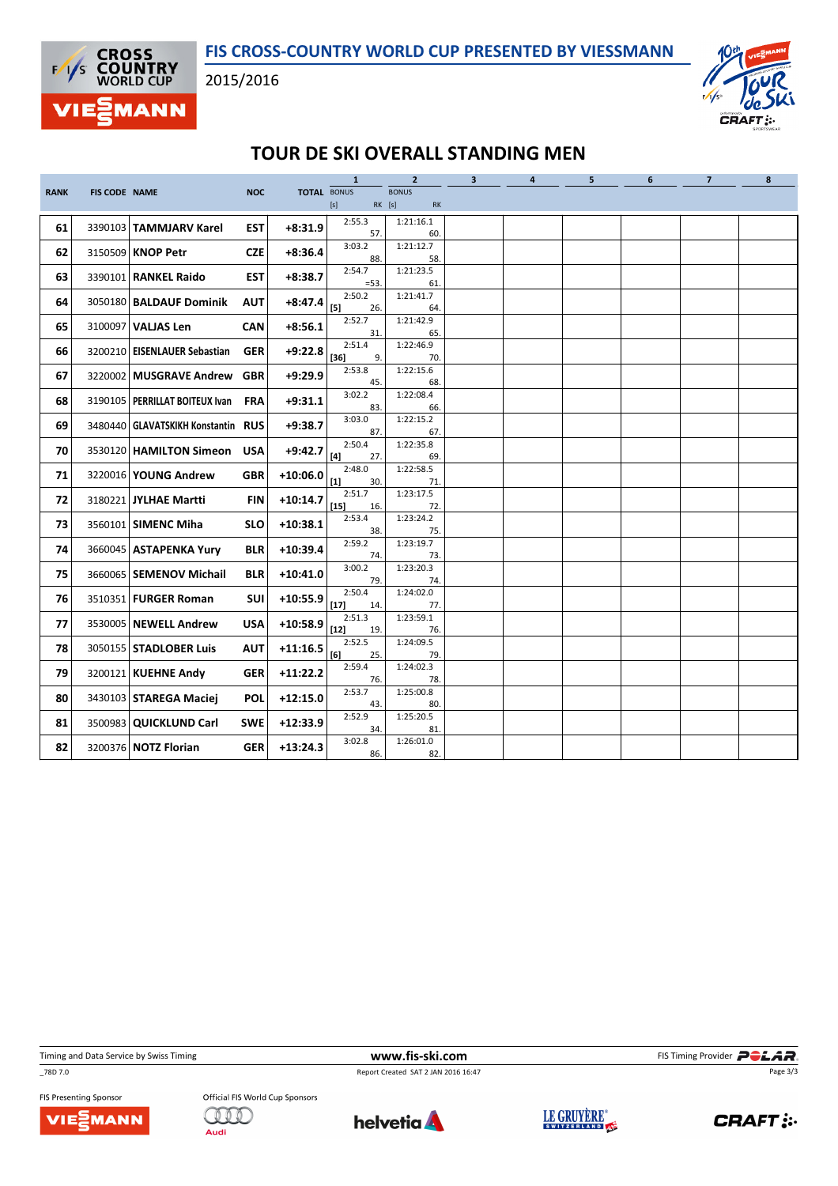FIS CROSS-COUNTRY WORLD CUP PRESENTED BY VIESSMANN

2015/2016

## TOUR DE SKI OVERALL STANDING MEN

| RANK | FIS CODE | NAME | NOC | TOTAL | 1 BONUS [s] | 1 RK | 2 BONUS [s] | 2 RK | 3 | 4 | 5 | 6 | 7 | 8 |
|---|---|---|---|---|---|---|---|---|---|---|---|---|---|---|
| 61 | 3390103 | TAMMJARV Karel | EST | +8:31.9 | 2:55.3 | 57. | 1:21:16.1 | 60. | | | | | | |
| 62 | 3150509 | KNOP Petr | CZE | +8:36.4 | 3:03.2 | 88. | 1:21:12.7 | 58. | | | | | | |
| 63 | 3390101 | RANKEL Raido | EST | +8:38.7 | 2:54.7 | =53. | 1:21:23.5 | 61. | | | | | | |
| 64 | 3050180 | BALDAUF Dominik | AUT | +8:47.4 | 2:50.2 [5] | 26. | 1:21:41.7 | 64. | | | | | | |
| 65 | 3100097 | VALJAS Len | CAN | +8:56.1 | 2:52.7 | 31. | 1:21:42.9 | 65. | | | | | | |
| 66 | 3200210 | EISENLAUER Sebastian | GER | +9:22.8 | 2:51.4 [36] | 9. | 1:22:46.9 | 70. | | | | | | |
| 67 | 3220002 | MUSGRAVE Andrew | GBR | +9:29.9 | 2:53.8 | 45. | 1:22:15.6 | 68. | | | | | | |
| 68 | 3190105 | PERRILLAT BOITEUX Ivan | FRA | +9:31.1 | 3:02.2 | 83. | 1:22:08.4 | 66. | | | | | | |
| 69 | 3480440 | GLAVATSKIKH Konstantin | RUS | +9:38.7 | 3:03.0 | 87. | 1:22:15.2 | 67. | | | | | | |
| 70 | 3530120 | HAMILTON Simeon | USA | +9:42.7 | 2:50.4 [4] | 27. | 1:22:35.8 | 69. | | | | | | |
| 71 | 3220016 | YOUNG Andrew | GBR | +10:06.0 | 2:48.0 [1] | 30. | 1:22:58.5 | 71. | | | | | | |
| 72 | 3180221 | JYLHAE Martti | FIN | +10:14.7 | 2:51.7 [15] | 16. | 1:23:17.5 | 72. | | | | | | |
| 73 | 3560101 | SIMENC Miha | SLO | +10:38.1 | 2:53.4 | 38. | 1:23:24.2 | 75. | | | | | | |
| 74 | 3660045 | ASTAPENKA Yury | BLR | +10:39.4 | 2:59.2 | 74. | 1:23:19.7 | 73. | | | | | | |
| 75 | 3660065 | SEMENOV Michail | BLR | +10:41.0 | 3:00.2 | 79. | 1:23:20.3 | 74. | | | | | | |
| 76 | 3510351 | FURGER Roman | SUI | +10:55.9 | 2:50.4 [17] | 14. | 1:24:02.0 | 77. | | | | | | |
| 77 | 3530005 | NEWELL Andrew | USA | +10:58.9 | 2:51.3 [12] | 19. | 1:23:59.1 | 76. | | | | | | |
| 78 | 3050155 | STADLOBER Luis | AUT | +11:16.5 | 2:52.5 [6] | 25. | 1:24:09.5 | 79. | | | | | | |
| 79 | 3200121 | KUEHNE Andy | GER | +11:22.2 | 2:59.4 | 76. | 1:24:02.3 | 78. | | | | | | |
| 80 | 3430103 | STAREGA Maciej | POL | +12:15.0 | 2:53.7 | 43. | 1:25:00.8 | 80. | | | | | | |
| 81 | 3500983 | QUICKLUND Carl | SWE | +12:33.9 | 2:52.9 | 34. | 1:25:20.5 | 81. | | | | | | |
| 82 | 3200376 | NOTZ Florian | GER | +13:24.3 | 3:02.8 | 86. | 1:26:01.0 | 82. | | | | | | |

Timing and Data Service by Swiss Timing — www.fis-ski.com — FIS Timing Provider POLAR

_78D 7.0 — Report Created SAT 2 JAN 2016 16:47

FIS Presenting Sponsor: VIESSMANN — Official FIS World Cup Sponsors: Audi, helvetia, Le Gruyère Switzerland, CRAFT